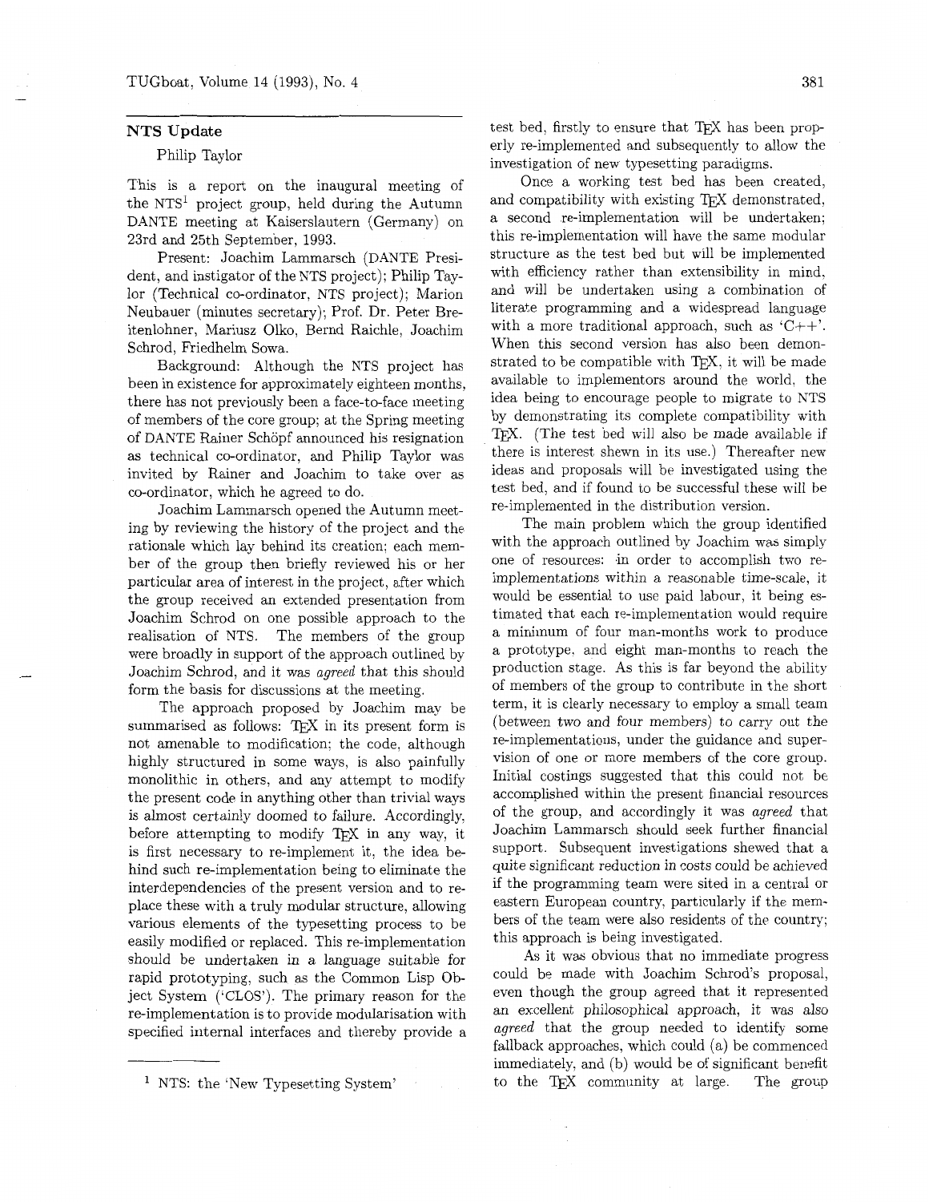## NTS Update

Philip Taylor

This is a report on the inaugural meeting of the NTS[1] project group, held during the Autumn DANTE meeting at Kaiserslautern (Germany) on 23rd and 25th September, 1993.

Present: Joachim Lammarsch (DANTE President, and instigator of the NTS project); Philip Taylor (Technical co-ordinator, NTS project); Marion Neubauer (minutes secretary); Prof. Dr. Peter Breitenlohner, Mariusz Olko, Bernd Raichle, Joachim Schrod, Friedhelm Sowa.

Background: Although the NTS project has been in existence for approximately eighteen months, there has not previously been a face-to-face meeting of members of the core group; at the Spring meeting of DANTE Rainer Schöpf announced his resignation as technical co-ordinator, and Philip Taylor was invited by Rainer and Joachim to take over as co-ordinator, which he agreed to do.

Joachim Lammarsch opened the Autumn meeting by reviewing the history of the project and the rationale which lay behind its creation; each member of the group then briefly reviewed his or her particular area of interest in the project, after which the group received an extended presentation from Joachim Schrod on one possible approach to the realisation of NTS. The members of the group were broadly in support of the approach outlined by Joachim Schrod, and it was *agreed* that this should form the basis for discussions at the meeting.

The approach proposed by Joachim may be summarised as follows: TeX in its present form is not amenable to modification; the code, although highly structured in some ways, is also painfully monolithic in others, and any attempt to modify the present code in anything other than trivial ways is almost certainly doomed to failure. Accordingly, before attempting to modify TeX in any way, it is first necessary to re-implement it, the idea behind such re-implementation being to eliminate the interdependencies of the present version and to replace these with a truly modular structure, allowing various elements of the typesetting process to be easily modified or replaced. This re-implementation should be undertaken in a language suitable for rapid prototyping, such as the Common Lisp Object System ('CLOS'). The primary reason for the re-implementation is to provide modularisation with specified internal interfaces and thereby provide a test bed, firstly to ensure that TeX has been properly re-implemented and subsequently to allow the investigation of new typesetting paradigms.

Once a working test bed has been created, and compatibility with existing TeX demonstrated, a second re-implementation will be undertaken; this re-implementation will have the same modular structure as the test bed but will be implemented with efficiency rather than extensibility in mind, and will be undertaken using a combination of literate programming and a widespread language with a more traditional approach, such as 'C++'. When this second version has also been demonstrated to be compatible with TeX, it will be made available to implementors around the world, the idea being to encourage people to migrate to NTS by demonstrating its complete compatibility with TeX. (The test bed will also be made available if there is interest shewn in its use.) Thereafter new ideas and proposals will be investigated using the test bed, and if found to be successful these will be re-implemented in the distribution version.

The main problem which the group identified with the approach outlined by Joachim was simply one of resources: in order to accomplish two re-implementations within a reasonable time-scale, it would be essential to use paid labour, it being estimated that each re-implementation would require a minimum of four man-months work to produce a prototype, and eight man-months to reach the production stage. As this is far beyond the ability of members of the group to contribute in the short term, it is clearly necessary to employ a small team (between two and four members) to carry out the re-implementations, under the guidance and supervision of one or more members of the core group. Initial costings suggested that this could not be accomplished within the present financial resources of the group, and accordingly it was *agreed* that Joachim Lammarsch should seek further financial support. Subsequent investigations shewed that a quite significant reduction in costs could be achieved if the programming team were sited in a central or eastern European country, particularly if the members of the team were also residents of the country; this approach is being investigated.

As it was obvious that no immediate progress could be made with Joachim Schrod's proposal, even though the group agreed that it represented an excellent philosophical approach, it was also *agreed* that the group needed to identify some fallback approaches, which could (a) be commenced immediately, and (b) would be of significant benefit to the TeX community at large. The group

[1] NTS: the 'New Typesetting System'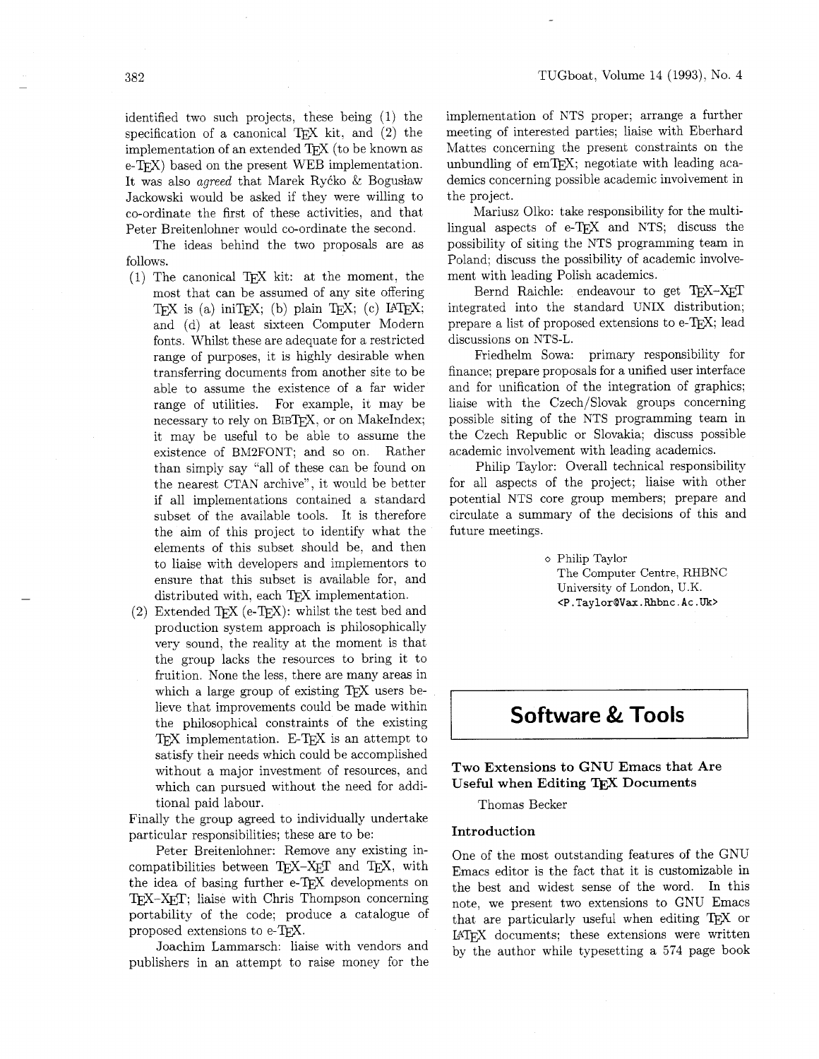identified two such projects, these being (1) the specification of a canonical TeX kit, and (2) the implementation of an extended TeX (to be known as e-TeX) based on the present WEB implementation. It was also *agreed* that Marek Ryćko & Bogusław Jackowski would be asked if they were willing to co-ordinate the first of these activities, and that Peter Breitenlohner would co-ordinate the second.

The ideas behind the two proposals are as follows.

(1) The canonical TeX kit: at the moment, the most that can be assumed of any site offering TeX is (a) iniTeX; (b) plain TeX; (c) LaTeX; and (d) at least sixteen Computer Modern fonts. Whilst these are adequate for a restricted range of purposes, it is highly desirable when transferring documents from another site to be able to assume the existence of a far wider range of utilities. For example, it may be necessary to rely on BibTeX, or on MakeIndex; it may be useful to be able to assume the existence of BM2FONT; and so on. Rather than simply say "all of these can be found on the nearest CTAN archive", it would be better if all implementations contained a standard subset of the available tools. It is therefore the aim of this project to identify what the elements of this subset should be, and then to liaise with developers and implementors to ensure that this subset is available for, and distributed with, each TeX implementation.

(2) Extended TeX (e-TeX): whilst the test bed and production system approach is philosophically very sound, the reality at the moment is that the group lacks the resources to bring it to fruition. None the less, there are many areas in which a large group of existing TeX users believe that improvements could be made within the philosophical constraints of the existing TeX implementation. E-TeX is an attempt to satisfy their needs which could be accomplished without a major investment of resources, and which can pursued without the need for additional paid labour.

Finally the group agreed to individually undertake particular responsibilities; these are to be:

Peter Breitenlohner: Remove any existing incompatibilities between TeX–XeT and TeX, with the idea of basing further e-TeX developments on TeX–XeT; liaise with Chris Thompson concerning portability of the code; produce a catalogue of proposed extensions to e-TeX.

Joachim Lammarsch: liaise with vendors and publishers in an attempt to raise money for the implementation of NTS proper; arrange a further meeting of interested parties; liaise with Eberhard Mattes concerning the present constraints on the unbundling of emTeX; negotiate with leading academics concerning possible academic involvement in the project.

Mariusz Olko: take responsibility for the multilingual aspects of e-TeX and NTS; discuss the possibility of siting the NTS programming team in Poland; discuss the possibility of academic involvement with leading Polish academics.

Bernd Raichle: endeavour to get TeX–XeT integrated into the standard UNIX distribution; prepare a list of proposed extensions to e-TeX; lead discussions on NTS-L.

Friedhelm Sowa: primary responsibility for finance; prepare proposals for a unified user interface and for unification of the integration of graphics; liaise with the Czech/Slovak groups concerning possible siting of the NTS programming team in the Czech Republic or Slovakia; discuss possible academic involvement with leading academics.

Philip Taylor: Overall technical responsibility for all aspects of the project; liaise with other potential NTS core group members; prepare and circulate a summary of the decisions of this and future meetings.

◇ Philip Taylor
The Computer Centre, RHBNC
University of London, U.K.
`<P.Taylor@Vax.Rhbnc.Ac.Uk>`

# Software & Tools

## Two Extensions to GNU Emacs that Are Useful when Editing TeX Documents

Thomas Becker

### Introduction

One of the most outstanding features of the GNU Emacs editor is the fact that it is customizable in the best and widest sense of the word. In this note, we present two extensions to GNU Emacs that are particularly useful when editing TeX or LaTeX documents; these extensions were written by the author while typesetting a 574 page book